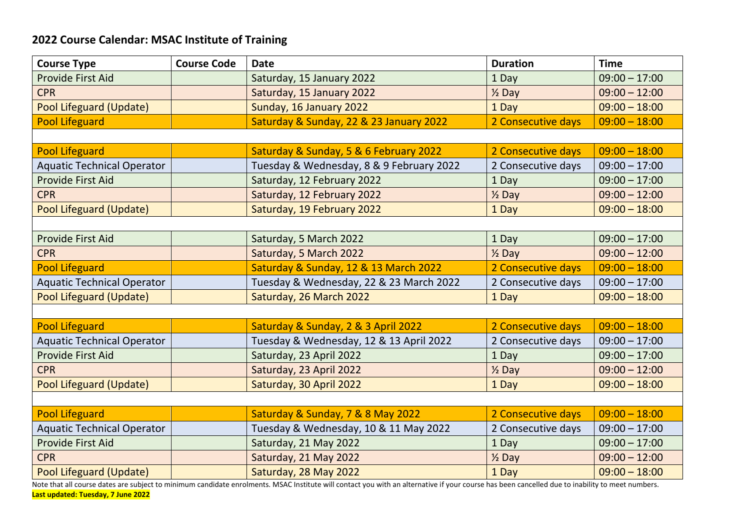# 2022 Course Calendar: MSAC Institute of Training

| Course Type | Course Code | Date | Duration | Time |
|---|---|---|---|---|
| Provide First Aid | | Saturday, 15 January 2022 | 1 Day | 09:00 – 17:00 |
| CPR | | Saturday, 15 January 2022 | ½ Day | 09:00 – 12:00 |
| Pool Lifeguard (Update) | | Sunday, 16 January 2022 | 1 Day | 09:00 – 18:00 |
| Pool Lifeguard | | Saturday & Sunday, 22 & 23 January 2022 | 2 Consecutive days | 09:00 – 18:00 |
| | | | | |
| Pool Lifeguard | | Saturday & Sunday, 5 & 6 February 2022 | 2 Consecutive days | 09:00 – 18:00 |
| Aquatic Technical Operator | | Tuesday & Wednesday, 8 & 9 February 2022 | 2 Consecutive days | 09:00 – 17:00 |
| Provide First Aid | | Saturday, 12 February 2022 | 1 Day | 09:00 – 17:00 |
| CPR | | Saturday, 12 February 2022 | ½ Day | 09:00 – 12:00 |
| Pool Lifeguard (Update) | | Saturday, 19 February 2022 | 1 Day | 09:00 – 18:00 |
| | | | | |
| Provide First Aid | | Saturday, 5 March 2022 | 1 Day | 09:00 – 17:00 |
| CPR | | Saturday, 5 March 2022 | ½ Day | 09:00 – 12:00 |
| Pool Lifeguard | | Saturday & Sunday, 12 & 13 March 2022 | 2 Consecutive days | 09:00 – 18:00 |
| Aquatic Technical Operator | | Tuesday & Wednesday, 22 & 23 March 2022 | 2 Consecutive days | 09:00 – 17:00 |
| Pool Lifeguard (Update) | | Saturday, 26 March 2022 | 1 Day | 09:00 – 18:00 |
| | | | | |
| Pool Lifeguard | | Saturday & Sunday, 2 & 3 April 2022 | 2 Consecutive days | 09:00 – 18:00 |
| Aquatic Technical Operator | | Tuesday & Wednesday, 12 & 13 April 2022 | 2 Consecutive days | 09:00 – 17:00 |
| Provide First Aid | | Saturday, 23 April 2022 | 1 Day | 09:00 – 17:00 |
| CPR | | Saturday, 23 April 2022 | ½ Day | 09:00 – 12:00 |
| Pool Lifeguard (Update) | | Saturday, 30 April 2022 | 1 Day | 09:00 – 18:00 |
| | | | | |
| Pool Lifeguard | | Saturday & Sunday, 7 & 8 May 2022 | 2 Consecutive days | 09:00 – 18:00 |
| Aquatic Technical Operator | | Tuesday & Wednesday, 10 & 11 May 2022 | 2 Consecutive days | 09:00 – 17:00 |
| Provide First Aid | | Saturday, 21 May 2022 | 1 Day | 09:00 – 17:00 |
| CPR | | Saturday, 21 May 2022 | ½ Day | 09:00 – 12:00 |
| Pool Lifeguard (Update) | | Saturday, 28 May 2022 | 1 Day | 09:00 – 18:00 |

Note that all course dates are subject to minimum candidate enrolments. MSAC Institute will contact you with an alternative if your course has been cancelled due to inability to meet numbers.

**Last updated: Tuesday, 7 June 2022**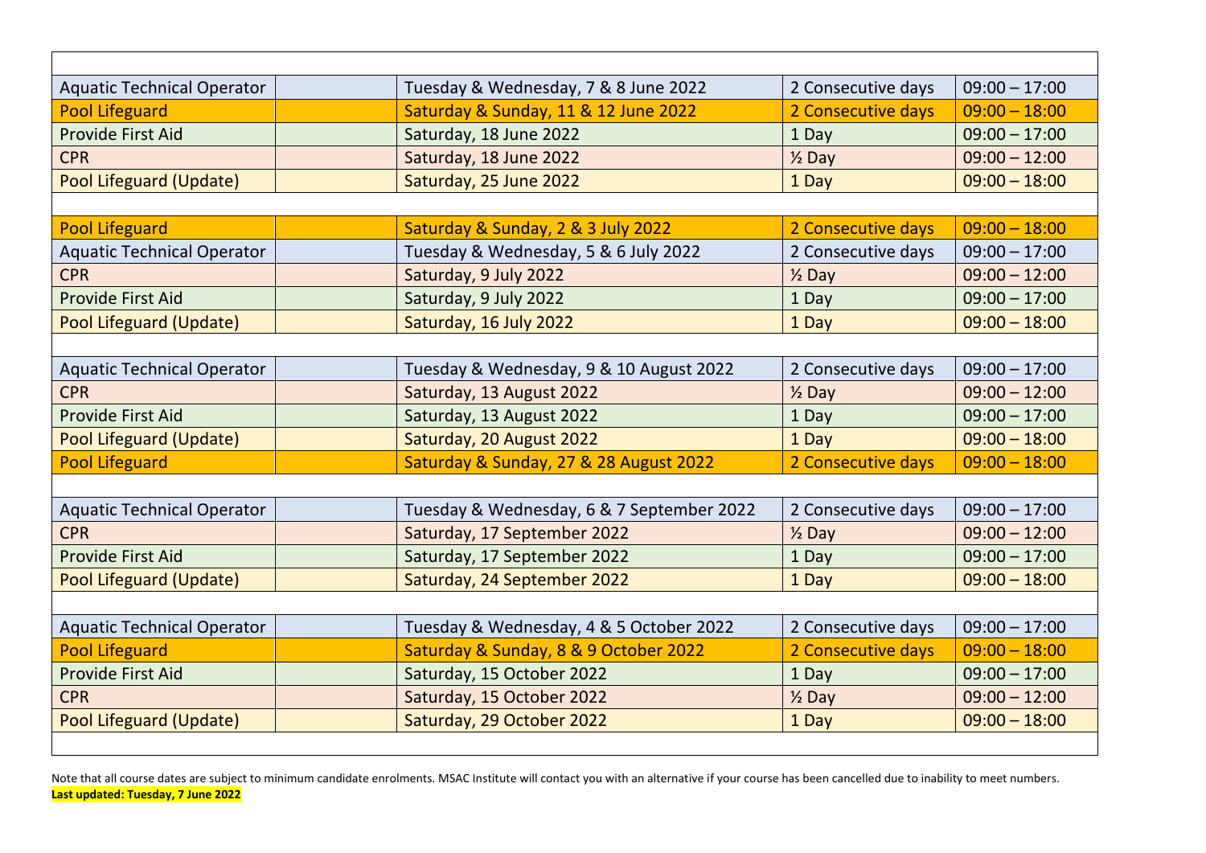| | | | | |
|---|---|---|---|---|
| Aquatic Technical Operator | | Tuesday & Wednesday, 7 & 8 June 2022 | 2 Consecutive days | 09:00 – 17:00 |
| Pool Lifeguard | | Saturday & Sunday, 11 & 12 June 2022 | 2 Consecutive days | 09:00 – 18:00 |
| Provide First Aid | | Saturday, 18 June 2022 | 1 Day | 09:00 – 17:00 |
| CPR | | Saturday, 18 June 2022 | ½ Day | 09:00 – 12:00 |
| Pool Lifeguard (Update) | | Saturday, 25 June 2022 | 1 Day | 09:00 – 18:00 |
| | | | | |
| Pool Lifeguard | | Saturday & Sunday, 2 & 3 July 2022 | 2 Consecutive days | 09:00 – 18:00 |
| Aquatic Technical Operator | | Tuesday & Wednesday, 5 & 6 July 2022 | 2 Consecutive days | 09:00 – 17:00 |
| CPR | | Saturday, 9 July 2022 | ½ Day | 09:00 – 12:00 |
| Provide First Aid | | Saturday, 9 July 2022 | 1 Day | 09:00 – 17:00 |
| Pool Lifeguard (Update) | | Saturday, 16 July 2022 | 1 Day | 09:00 – 18:00 |
| | | | | |
| Aquatic Technical Operator | | Tuesday & Wednesday, 9 & 10 August 2022 | 2 Consecutive days | 09:00 – 17:00 |
| CPR | | Saturday, 13 August 2022 | ½ Day | 09:00 – 12:00 |
| Provide First Aid | | Saturday, 13 August 2022 | 1 Day | 09:00 – 17:00 |
| Pool Lifeguard (Update) | | Saturday, 20 August 2022 | 1 Day | 09:00 – 18:00 |
| Pool Lifeguard | | Saturday & Sunday, 27 & 28 August 2022 | 2 Consecutive days | 09:00 – 18:00 |
| | | | | |
| Aquatic Technical Operator | | Tuesday & Wednesday, 6 & 7 September 2022 | 2 Consecutive days | 09:00 – 17:00 |
| CPR | | Saturday, 17 September 2022 | ½ Day | 09:00 – 12:00 |
| Provide First Aid | | Saturday, 17 September 2022 | 1 Day | 09:00 – 17:00 |
| Pool Lifeguard (Update) | | Saturday, 24 September 2022 | 1 Day | 09:00 – 18:00 |
| | | | | |
| Aquatic Technical Operator | | Tuesday & Wednesday, 4 & 5 October 2022 | 2 Consecutive days | 09:00 – 17:00 |
| Pool Lifeguard | | Saturday & Sunday, 8 & 9 October 2022 | 2 Consecutive days | 09:00 – 18:00 |
| Provide First Aid | | Saturday, 15 October 2022 | 1 Day | 09:00 – 17:00 |
| CPR | | Saturday, 15 October 2022 | ½ Day | 09:00 – 12:00 |
| Pool Lifeguard (Update) | | Saturday, 29 October 2022 | 1 Day | 09:00 – 18:00 |

Note that all course dates are subject to minimum candidate enrolments. MSAC Institute will contact you with an alternative if your course has been cancelled due to inability to meet numbers.

**Last updated: Tuesday, 7 June 2022**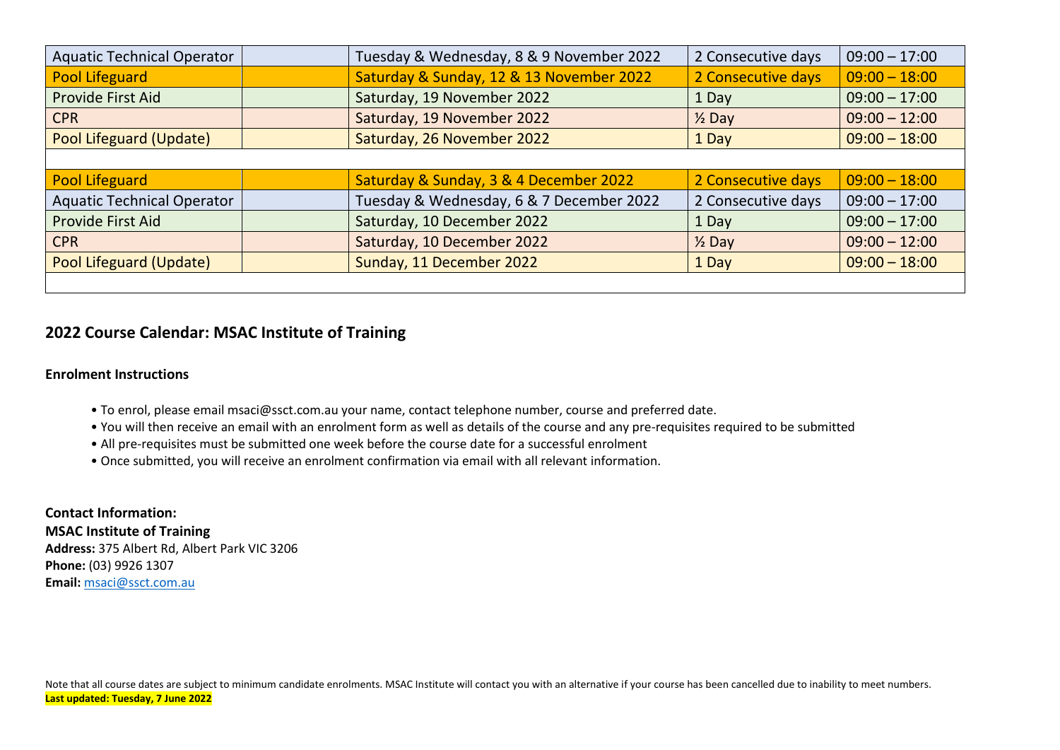| | | | | |
|---|---|---|---|---|
| Aquatic Technical Operator | | Tuesday & Wednesday, 8 & 9 November 2022 | 2 Consecutive days | 09:00 – 17:00 |
| Pool Lifeguard | | Saturday & Sunday, 12 & 13 November 2022 | 2 Consecutive days | 09:00 – 18:00 |
| Provide First Aid | | Saturday, 19 November 2022 | 1 Day | 09:00 – 17:00 |
| CPR | | Saturday, 19 November 2022 | ½ Day | 09:00 – 12:00 |
| Pool Lifeguard (Update) | | Saturday, 26 November 2022 | 1 Day | 09:00 – 18:00 |
| | | | | |
| Pool Lifeguard | | Saturday & Sunday, 3 & 4 December 2022 | 2 Consecutive days | 09:00 – 18:00 |
| Aquatic Technical Operator | | Tuesday & Wednesday, 6 & 7 December 2022 | 2 Consecutive days | 09:00 – 17:00 |
| Provide First Aid | | Saturday, 10 December 2022 | 1 Day | 09:00 – 17:00 |
| CPR | | Saturday, 10 December 2022 | ½ Day | 09:00 – 12:00 |
| Pool Lifeguard (Update) | | Sunday, 11 December 2022 | 1 Day | 09:00 – 18:00 |
| | | | | |

## 2022 Course Calendar: MSAC Institute of Training

### Enrolment Instructions

- To enrol, please email msaci@ssct.com.au your name, contact telephone number, course and preferred date.
- You will then receive an email with an enrolment form as well as details of the course and any pre-requisites required to be submitted
- All pre-requisites must be submitted one week before the course date for a successful enrolment
- Once submitted, you will receive an enrolment confirmation via email with all relevant information.

**Contact Information:**
**MSAC Institute of Training**
**Address:** 375 Albert Rd, Albert Park VIC 3206
**Phone:** (03) 9926 1307
**Email:** msaci@ssct.com.au

Note that all course dates are subject to minimum candidate enrolments. MSAC Institute will contact you with an alternative if your course has been cancelled due to inability to meet numbers.
**Last updated: Tuesday, 7 June 2022**